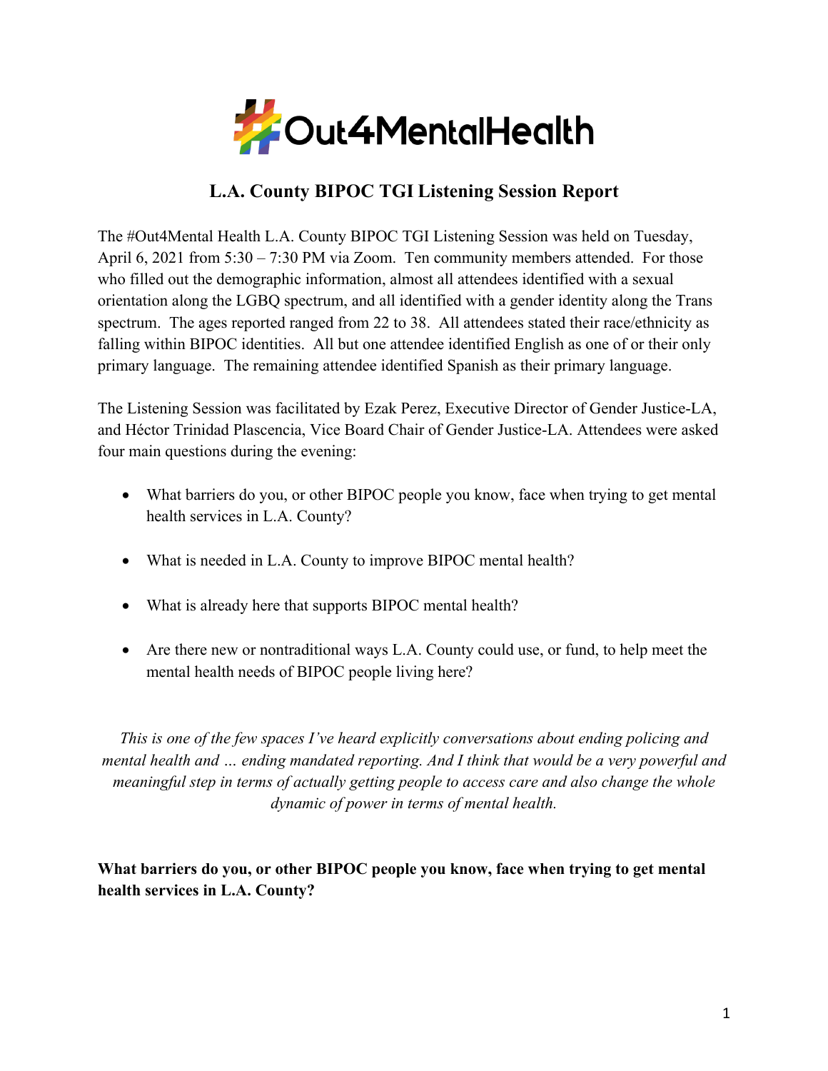# #Out4MentalHealth

## L.A. County BIPOC TGI Listening Session Report

The #Out4Mental Health L.A. County BIPOC TGI Listening Session was held on Tuesday, April 6, 2021 from 5:30 – 7:30 PM via Zoom. Ten community members attended. For those who filled out the demographic information, almost all attendees identified with a sexual orientation along the LGBQ spectrum, and all identified with a gender identity along the Trans spectrum. The ages reported ranged from 22 to 38. All attendees stated their race/ethnicity as falling within BIPOC identities. All but one attendee identified English as one of or their only primary language. The remaining attendee identified Spanish as their primary language.

The Listening Session was facilitated by Ezak Perez, Executive Director of Gender Justice-LA, and Héctor Trinidad Plascencia, Vice Board Chair of Gender Justice-LA. Attendees were asked four main questions during the evening:

- What barriers do you, or other BIPOC people you know, face when trying to get mental health services in L.A. County?
- What is needed in L.A. County to improve BIPOC mental health?
- What is already here that supports BIPOC mental health?
- Are there new or nontraditional ways L.A. County could use, or fund, to help meet the mental health needs of BIPOC people living here?

*This is one of the few spaces I've heard explicitly conversations about ending policing and mental health and … ending mandated reporting. And I think that would be a very powerful and meaningful step in terms of actually getting people to access care and also change the whole dynamic of power in terms of mental health.*

### What barriers do you, or other BIPOC people you know, face when trying to get mental health services in L.A. County?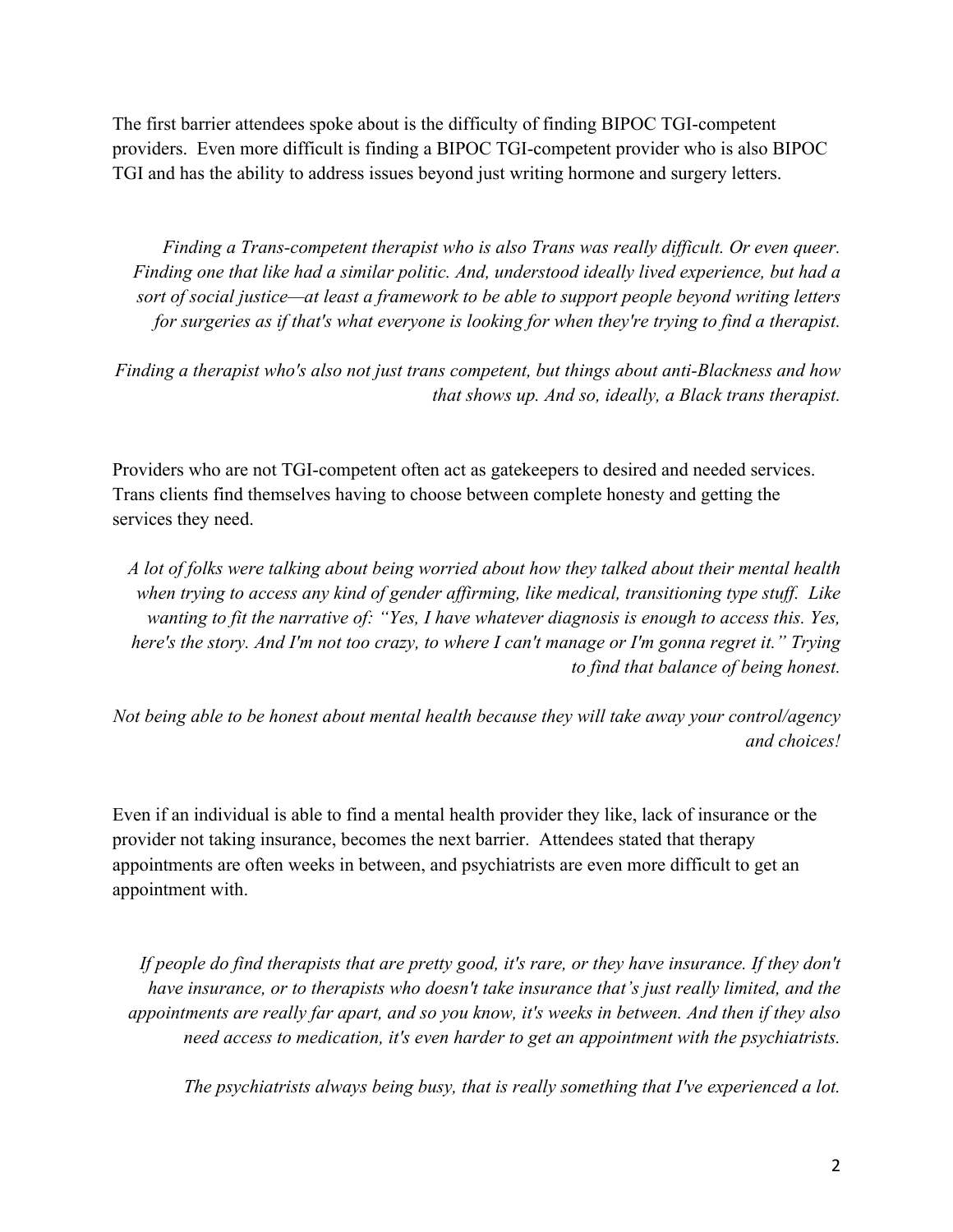The first barrier attendees spoke about is the difficulty of finding BIPOC TGI-competent providers. Even more difficult is finding a BIPOC TGI-competent provider who is also BIPOC TGI and has the ability to address issues beyond just writing hormone and surgery letters.

> *Finding a Trans-competent therapist who is also Trans was really difficult. Or even queer. Finding one that like had a similar politic. And, understood ideally lived experience, but had a sort of social justice—at least a framework to be able to support people beyond writing letters for surgeries as if that's what everyone is looking for when they're trying to find a therapist.*
>
> *Finding a therapist who's also not just trans competent, but things about anti-Blackness and how that shows up. And so, ideally, a Black trans therapist.*

Providers who are not TGI-competent often act as gatekeepers to desired and needed services. Trans clients find themselves having to choose between complete honesty and getting the services they need.

> *A lot of folks were talking about being worried about how they talked about their mental health when trying to access any kind of gender affirming, like medical, transitioning type stuff. Like wanting to fit the narrative of: "Yes, I have whatever diagnosis is enough to access this. Yes, here's the story. And I'm not too crazy, to where I can't manage or I'm gonna regret it." Trying to find that balance of being honest.*
>
> *Not being able to be honest about mental health because they will take away your control/agency and choices!*

Even if an individual is able to find a mental health provider they like, lack of insurance or the provider not taking insurance, becomes the next barrier. Attendees stated that therapy appointments are often weeks in between, and psychiatrists are even more difficult to get an appointment with.

> *If people do find therapists that are pretty good, it's rare, or they have insurance. If they don't have insurance, or to therapists who doesn't take insurance that's just really limited, and the appointments are really far apart, and so you know, it's weeks in between. And then if they also need access to medication, it's even harder to get an appointment with the psychiatrists.*
>
> *The psychiatrists always being busy, that is really something that I've experienced a lot.*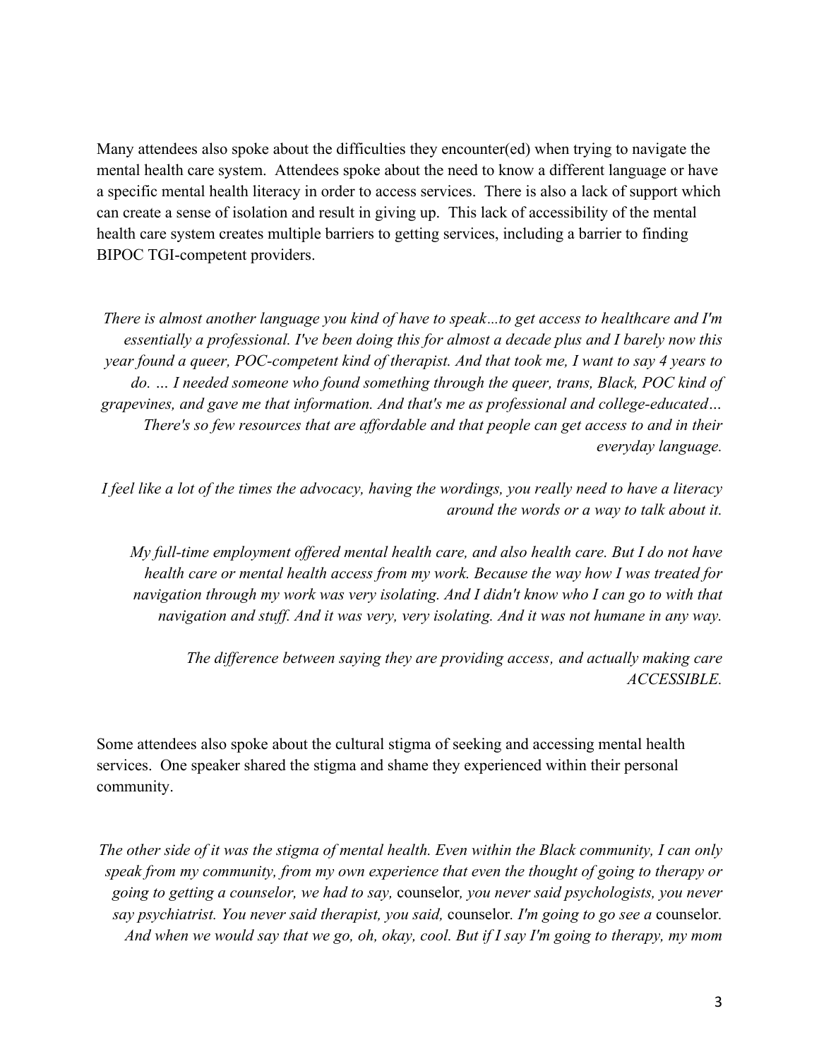Many attendees also spoke about the difficulties they encounter(ed) when trying to navigate the mental health care system. Attendees spoke about the need to know a different language or have a specific mental health literacy in order to access services. There is also a lack of support which can create a sense of isolation and result in giving up. This lack of accessibility of the mental health care system creates multiple barriers to getting services, including a barrier to finding BIPOC TGI-competent providers.

> *There is almost another language you kind of have to speak…to get access to healthcare and I'm essentially a professional. I've been doing this for almost a decade plus and I barely now this year found a queer, POC-competent kind of therapist. And that took me, I want to say 4 years to do. … I needed someone who found something through the queer, trans, Black, POC kind of grapevines, and gave me that information. And that's me as professional and college-educated… There's so few resources that are affordable and that people can get access to and in their everyday language.*

> *I feel like a lot of the times the advocacy, having the wordings, you really need to have a literacy around the words or a way to talk about it.*

> *My full-time employment offered mental health care, and also health care. But I do not have health care or mental health access from my work. Because the way how I was treated for navigation through my work was very isolating. And I didn't know who I can go to with that navigation and stuff. And it was very, very isolating. And it was not humane in any way.*

> *The difference between saying they are providing access, and actually making care ACCESSIBLE.*

Some attendees also spoke about the cultural stigma of seeking and accessing mental health services. One speaker shared the stigma and shame they experienced within their personal community.

> *The other side of it was the stigma of mental health. Even within the Black community, I can only speak from my community, from my own experience that even the thought of going to therapy or going to getting a counselor, we had to say,* counselor*, you never said psychologists, you never say psychiatrist. You never said therapist, you said,* counselor*. I'm going to go see a* counselor*. And when we would say that we go, oh, okay, cool. But if I say I'm going to therapy, my mom*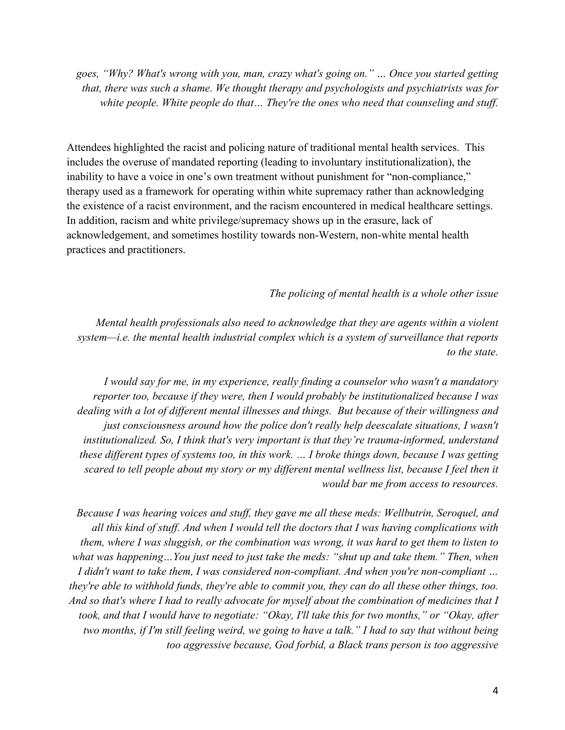*goes, "Why? What's wrong with you, man, crazy what's going on." … Once you started getting that, there was such a shame. We thought therapy and psychologists and psychiatrists was for white people. White people do that… They're the ones who need that counseling and stuff.*

Attendees highlighted the racist and policing nature of traditional mental health services. This includes the overuse of mandated reporting (leading to involuntary institutionalization), the inability to have a voice in one's own treatment without punishment for "non-compliance," therapy used as a framework for operating within white supremacy rather than acknowledging the existence of a racist environment, and the racism encountered in medical healthcare settings. In addition, racism and white privilege/supremacy shows up in the erasure, lack of acknowledgement, and sometimes hostility towards non-Western, non-white mental health practices and practitioners.

*The policing of mental health is a whole other issue*

*Mental health professionals also need to acknowledge that they are agents within a violent system—i.e. the mental health industrial complex which is a system of surveillance that reports to the state.*

*I would say for me, in my experience, really finding a counselor who wasn't a mandatory reporter too, because if they were, then I would probably be institutionalized because I was dealing with a lot of different mental illnesses and things. But because of their willingness and just consciousness around how the police don't really help deescalate situations, I wasn't institutionalized. So, I think that's very important is that they're trauma-informed, understand these different types of systems too, in this work. … I broke things down, because I was getting scared to tell people about my story or my different mental wellness list, because I feel then it would bar me from access to resources.*

*Because I was hearing voices and stuff, they gave me all these meds: Wellbutrin, Seroquel, and all this kind of stuff. And when I would tell the doctors that I was having complications with them, where I was sluggish, or the combination was wrong, it was hard to get them to listen to what was happening…You just need to just take the meds: "shut up and take them." Then, when I didn't want to take them, I was considered non-compliant. And when you're non-compliant … they're able to withhold funds, they're able to commit you, they can do all these other things, too. And so that's where I had to really advocate for myself about the combination of medicines that I took, and that I would have to negotiate: "Okay, I'll take this for two months," or "Okay, after two months, if I'm still feeling weird, we going to have a talk." I had to say that without being too aggressive because, God forbid, a Black trans person is too aggressive*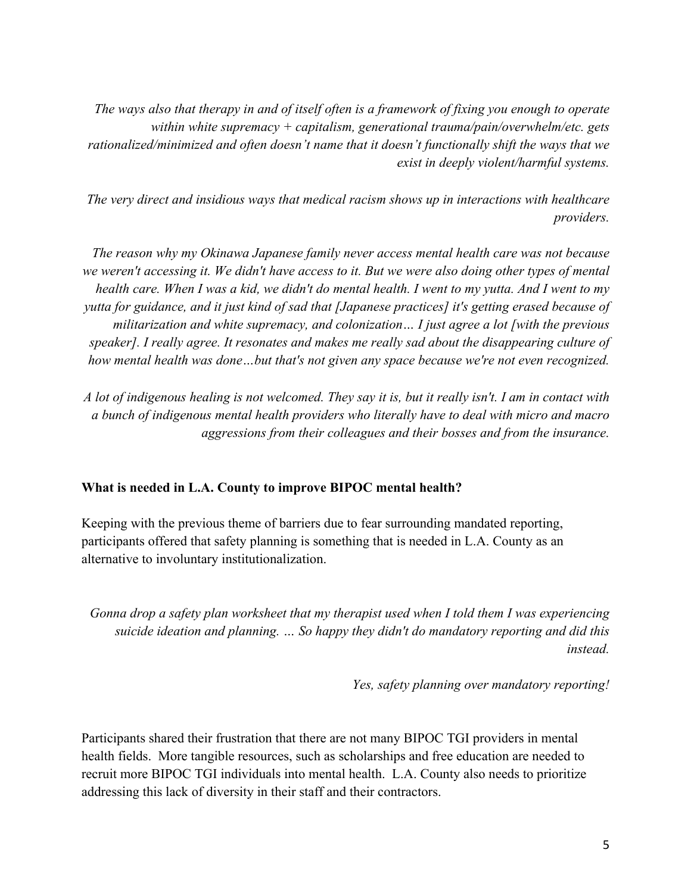*The ways also that therapy in and of itself often is a framework of fixing you enough to operate within white supremacy + capitalism, generational trauma/pain/overwhelm/etc. gets rationalized/minimized and often doesn't name that it doesn't functionally shift the ways that we exist in deeply violent/harmful systems.*

*The very direct and insidious ways that medical racism shows up in interactions with healthcare providers.*

*The reason why my Okinawa Japanese family never access mental health care was not because we weren't accessing it. We didn't have access to it. But we were also doing other types of mental health care. When I was a kid, we didn't do mental health. I went to my yutta. And I went to my yutta for guidance, and it just kind of sad that [Japanese practices] it's getting erased because of militarization and white supremacy, and colonization… I just agree a lot [with the previous speaker]. I really agree. It resonates and makes me really sad about the disappearing culture of how mental health was done…but that's not given any space because we're not even recognized.*

*A lot of indigenous healing is not welcomed. They say it is, but it really isn't. I am in contact with a bunch of indigenous mental health providers who literally have to deal with micro and macro aggressions from their colleagues and their bosses and from the insurance.*

**What is needed in L.A. County to improve BIPOC mental health?**

Keeping with the previous theme of barriers due to fear surrounding mandated reporting, participants offered that safety planning is something that is needed in L.A. County as an alternative to involuntary institutionalization.

*Gonna drop a safety plan worksheet that my therapist used when I told them I was experiencing suicide ideation and planning. … So happy they didn't do mandatory reporting and did this instead.*

*Yes, safety planning over mandatory reporting!*

Participants shared their frustration that there are not many BIPOC TGI providers in mental health fields. More tangible resources, such as scholarships and free education are needed to recruit more BIPOC TGI individuals into mental health. L.A. County also needs to prioritize addressing this lack of diversity in their staff and their contractors.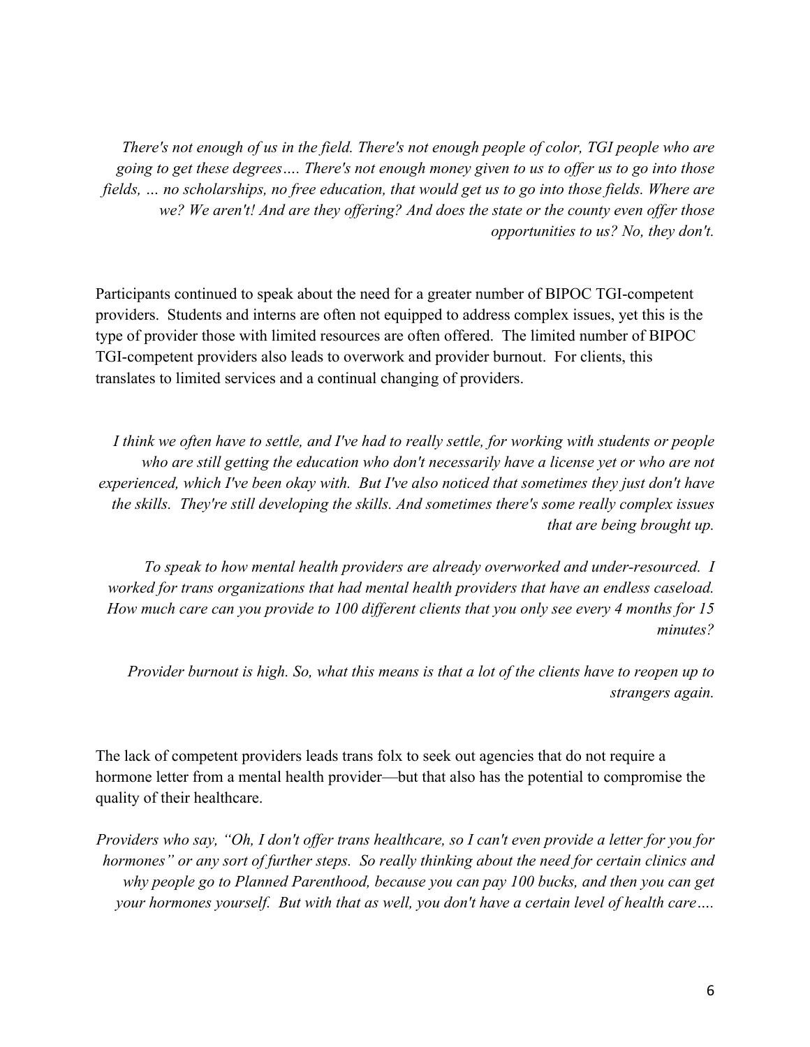*There's not enough of us in the field. There's not enough people of color, TGI people who are going to get these degrees…. There's not enough money given to us to offer us to go into those fields, … no scholarships, no free education, that would get us to go into those fields. Where are we? We aren't! And are they offering? And does the state or the county even offer those opportunities to us? No, they don't.*

Participants continued to speak about the need for a greater number of BIPOC TGI-competent providers. Students and interns are often not equipped to address complex issues, yet this is the type of provider those with limited resources are often offered. The limited number of BIPOC TGI-competent providers also leads to overwork and provider burnout. For clients, this translates to limited services and a continual changing of providers.

*I think we often have to settle, and I've had to really settle, for working with students or people who are still getting the education who don't necessarily have a license yet or who are not experienced, which I've been okay with. But I've also noticed that sometimes they just don't have the skills. They're still developing the skills. And sometimes there's some really complex issues that are being brought up.*

*To speak to how mental health providers are already overworked and under-resourced. I worked for trans organizations that had mental health providers that have an endless caseload. How much care can you provide to 100 different clients that you only see every 4 months for 15 minutes?*

*Provider burnout is high. So, what this means is that a lot of the clients have to reopen up to strangers again.*

The lack of competent providers leads trans folx to seek out agencies that do not require a hormone letter from a mental health provider—but that also has the potential to compromise the quality of their healthcare.

*Providers who say, "Oh, I don't offer trans healthcare, so I can't even provide a letter for you for hormones" or any sort of further steps. So really thinking about the need for certain clinics and why people go to Planned Parenthood, because you can pay 100 bucks, and then you can get your hormones yourself. But with that as well, you don't have a certain level of health care….*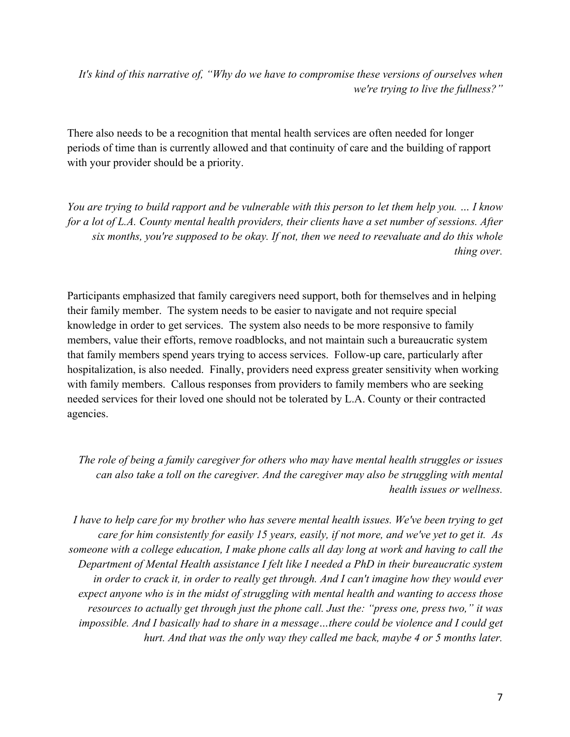*It's kind of this narrative of, "Why do we have to compromise these versions of ourselves when we're trying to live the fullness?"*

There also needs to be a recognition that mental health services are often needed for longer periods of time than is currently allowed and that continuity of care and the building of rapport with your provider should be a priority.

*You are trying to build rapport and be vulnerable with this person to let them help you. … I know for a lot of L.A. County mental health providers, their clients have a set number of sessions. After six months, you're supposed to be okay. If not, then we need to reevaluate and do this whole thing over.*

Participants emphasized that family caregivers need support, both for themselves and in helping their family member. The system needs to be easier to navigate and not require special knowledge in order to get services. The system also needs to be more responsive to family members, value their efforts, remove roadblocks, and not maintain such a bureaucratic system that family members spend years trying to access services. Follow-up care, particularly after hospitalization, is also needed. Finally, providers need express greater sensitivity when working with family members. Callous responses from providers to family members who are seeking needed services for their loved one should not be tolerated by L.A. County or their contracted agencies.

*The role of being a family caregiver for others who may have mental health struggles or issues can also take a toll on the caregiver. And the caregiver may also be struggling with mental health issues or wellness.*

*I have to help care for my brother who has severe mental health issues. We've been trying to get care for him consistently for easily 15 years, easily, if not more, and we've yet to get it. As someone with a college education, I make phone calls all day long at work and having to call the Department of Mental Health assistance I felt like I needed a PhD in their bureaucratic system in order to crack it, in order to really get through. And I can't imagine how they would ever expect anyone who is in the midst of struggling with mental health and wanting to access those resources to actually get through just the phone call. Just the: "press one, press two," it was impossible. And I basically had to share in a message…there could be violence and I could get hurt. And that was the only way they called me back, maybe 4 or 5 months later.*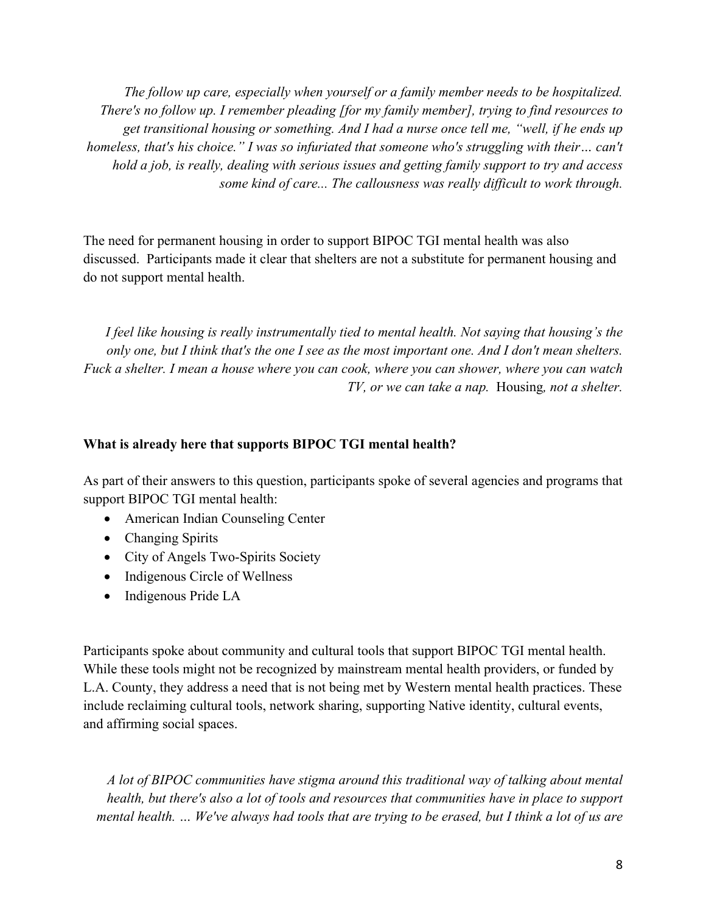*The follow up care, especially when yourself or a family member needs to be hospitalized. There's no follow up. I remember pleading [for my family member], trying to find resources to get transitional housing or something. And I had a nurse once tell me, "well, if he ends up homeless, that's his choice." I was so infuriated that someone who's struggling with their… can't hold a job, is really, dealing with serious issues and getting family support to try and access some kind of care... The callousness was really difficult to work through.*

The need for permanent housing in order to support BIPOC TGI mental health was also discussed. Participants made it clear that shelters are not a substitute for permanent housing and do not support mental health.

*I feel like housing is really instrumentally tied to mental health. Not saying that housing's the only one, but I think that's the one I see as the most important one. And I don't mean shelters. Fuck a shelter. I mean a house where you can cook, where you can shower, where you can watch TV, or we can take a nap.* Housing*, not a shelter.*

**What is already here that supports BIPOC TGI mental health?**

As part of their answers to this question, participants spoke of several agencies and programs that support BIPOC TGI mental health:

- American Indian Counseling Center
- Changing Spirits
- City of Angels Two-Spirits Society
- Indigenous Circle of Wellness
- Indigenous Pride LA

Participants spoke about community and cultural tools that support BIPOC TGI mental health. While these tools might not be recognized by mainstream mental health providers, or funded by L.A. County, they address a need that is not being met by Western mental health practices. These include reclaiming cultural tools, network sharing, supporting Native identity, cultural events, and affirming social spaces.

*A lot of BIPOC communities have stigma around this traditional way of talking about mental health, but there's also a lot of tools and resources that communities have in place to support mental health. … We've always had tools that are trying to be erased, but I think a lot of us are*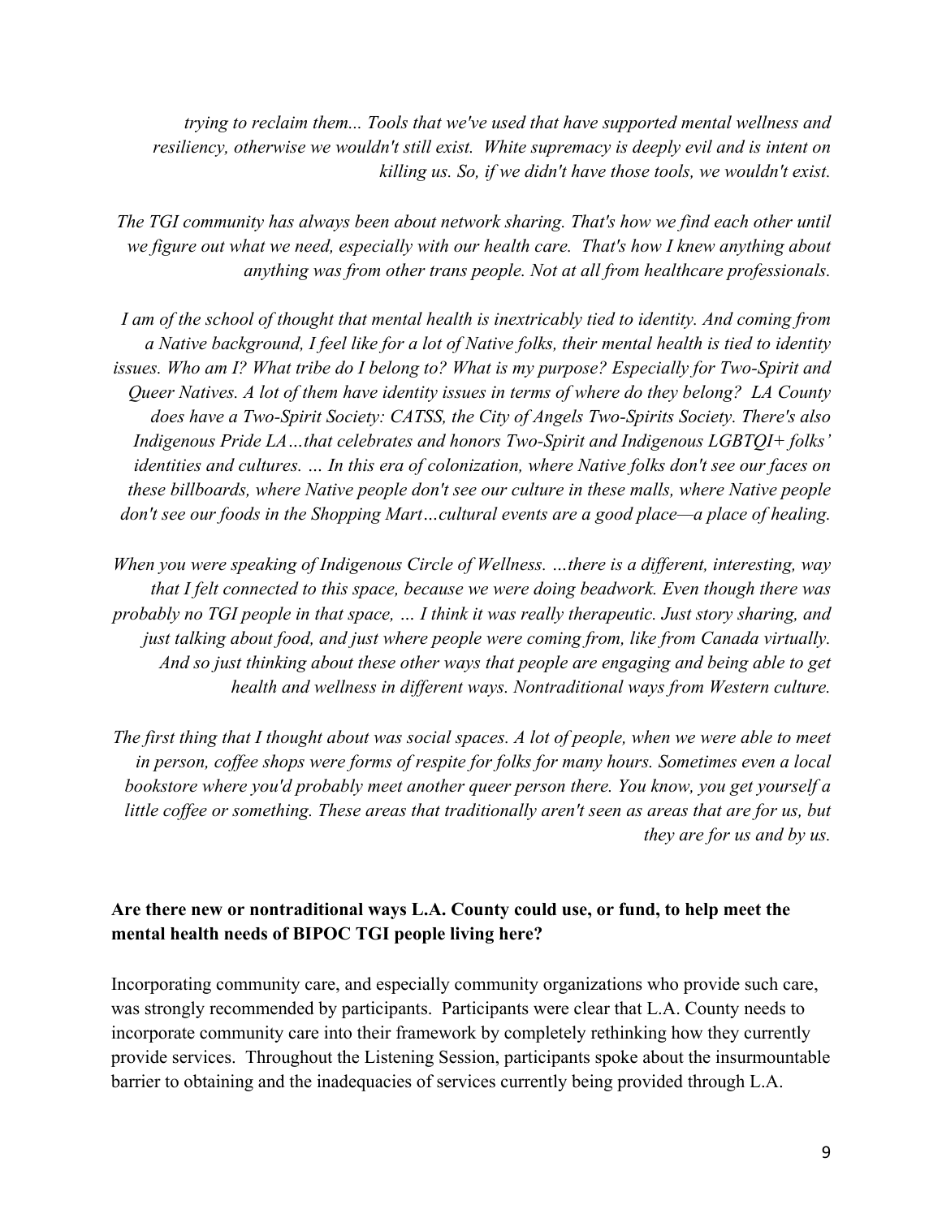*trying to reclaim them... Tools that we've used that have supported mental wellness and resiliency, otherwise we wouldn't still exist. White supremacy is deeply evil and is intent on killing us. So, if we didn't have those tools, we wouldn't exist.*

*The TGI community has always been about network sharing. That's how we find each other until we figure out what we need, especially with our health care. That's how I knew anything about anything was from other trans people. Not at all from healthcare professionals.*

*I am of the school of thought that mental health is inextricably tied to identity. And coming from a Native background, I feel like for a lot of Native folks, their mental health is tied to identity issues. Who am I? What tribe do I belong to? What is my purpose? Especially for Two-Spirit and Queer Natives. A lot of them have identity issues in terms of where do they belong? LA County does have a Two-Spirit Society: CATSS, the City of Angels Two-Spirits Society. There's also Indigenous Pride LA…that celebrates and honors Two-Spirit and Indigenous LGBTQI+ folks' identities and cultures. … In this era of colonization, where Native folks don't see our faces on these billboards, where Native people don't see our culture in these malls, where Native people don't see our foods in the Shopping Mart…cultural events are a good place—a place of healing.*

*When you were speaking of Indigenous Circle of Wellness. …there is a different, interesting, way that I felt connected to this space, because we were doing beadwork. Even though there was probably no TGI people in that space, … I think it was really therapeutic. Just story sharing, and just talking about food, and just where people were coming from, like from Canada virtually. And so just thinking about these other ways that people are engaging and being able to get health and wellness in different ways. Nontraditional ways from Western culture.*

*The first thing that I thought about was social spaces. A lot of people, when we were able to meet in person, coffee shops were forms of respite for folks for many hours. Sometimes even a local bookstore where you'd probably meet another queer person there. You know, you get yourself a little coffee or something. These areas that traditionally aren't seen as areas that are for us, but they are for us and by us.*

**Are there new or nontraditional ways L.A. County could use, or fund, to help meet the mental health needs of BIPOC TGI people living here?**

Incorporating community care, and especially community organizations who provide such care, was strongly recommended by participants. Participants were clear that L.A. County needs to incorporate community care into their framework by completely rethinking how they currently provide services. Throughout the Listening Session, participants spoke about the insurmountable barrier to obtaining and the inadequacies of services currently being provided through L.A.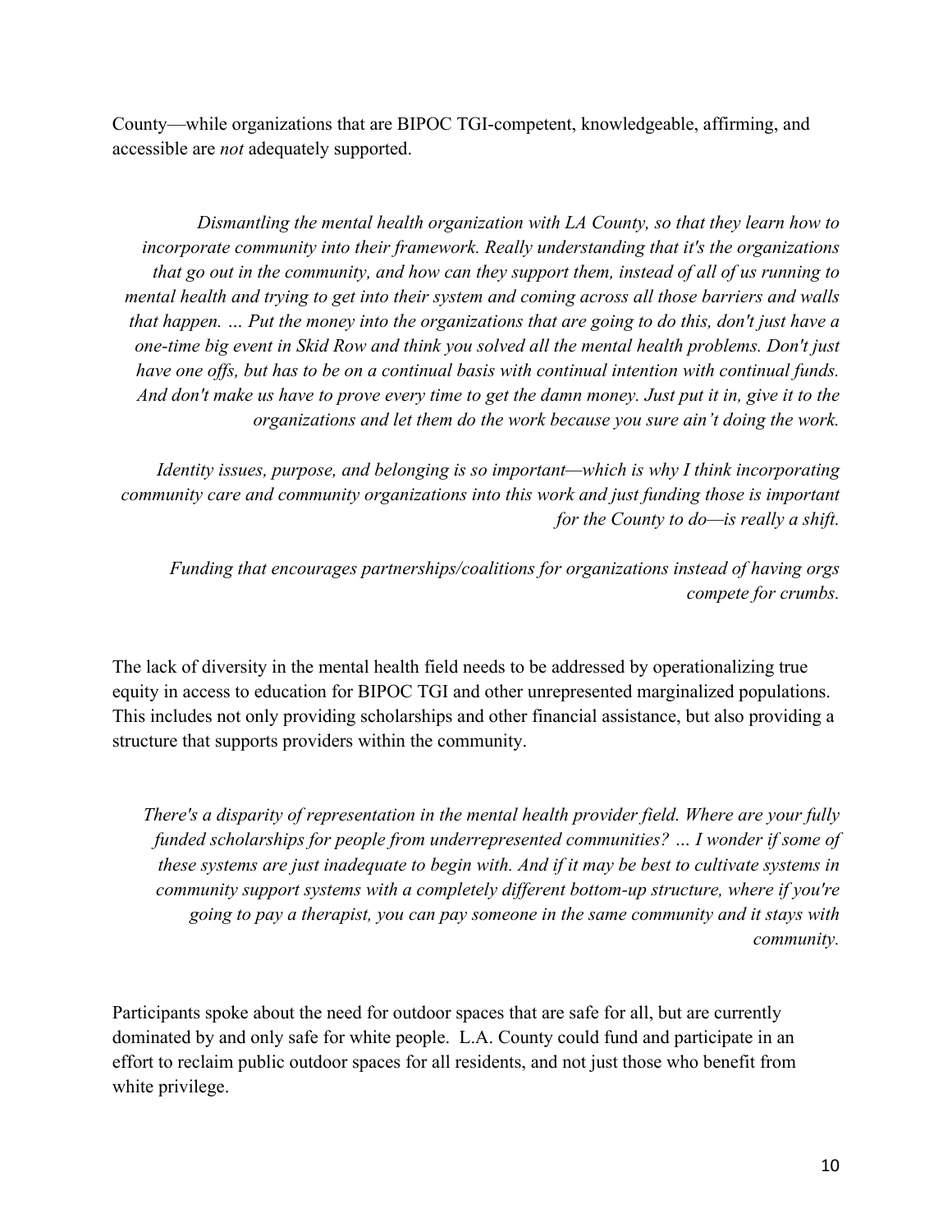County—while organizations that are BIPOC TGI-competent, knowledgeable, affirming, and accessible are *not* adequately supported.

> *Dismantling the mental health organization with LA County, so that they learn how to incorporate community into their framework. Really understanding that it's the organizations that go out in the community, and how can they support them, instead of all of us running to mental health and trying to get into their system and coming across all those barriers and walls that happen. … Put the money into the organizations that are going to do this, don't just have a one-time big event in Skid Row and think you solved all the mental health problems. Don't just have one offs, but has to be on a continual basis with continual intention with continual funds. And don't make us have to prove every time to get the damn money. Just put it in, give it to the organizations and let them do the work because you sure ain't doing the work.*

> *Identity issues, purpose, and belonging is so important—which is why I think incorporating community care and community organizations into this work and just funding those is important for the County to do—is really a shift.*

> *Funding that encourages partnerships/coalitions for organizations instead of having orgs compete for crumbs.*

The lack of diversity in the mental health field needs to be addressed by operationalizing true equity in access to education for BIPOC TGI and other unrepresented marginalized populations. This includes not only providing scholarships and other financial assistance, but also providing a structure that supports providers within the community.

> *There's a disparity of representation in the mental health provider field. Where are your fully funded scholarships for people from underrepresented communities? … I wonder if some of these systems are just inadequate to begin with. And if it may be best to cultivate systems in community support systems with a completely different bottom-up structure, where if you're going to pay a therapist, you can pay someone in the same community and it stays with community.*

Participants spoke about the need for outdoor spaces that are safe for all, but are currently dominated by and only safe for white people. L.A. County could fund and participate in an effort to reclaim public outdoor spaces for all residents, and not just those who benefit from white privilege.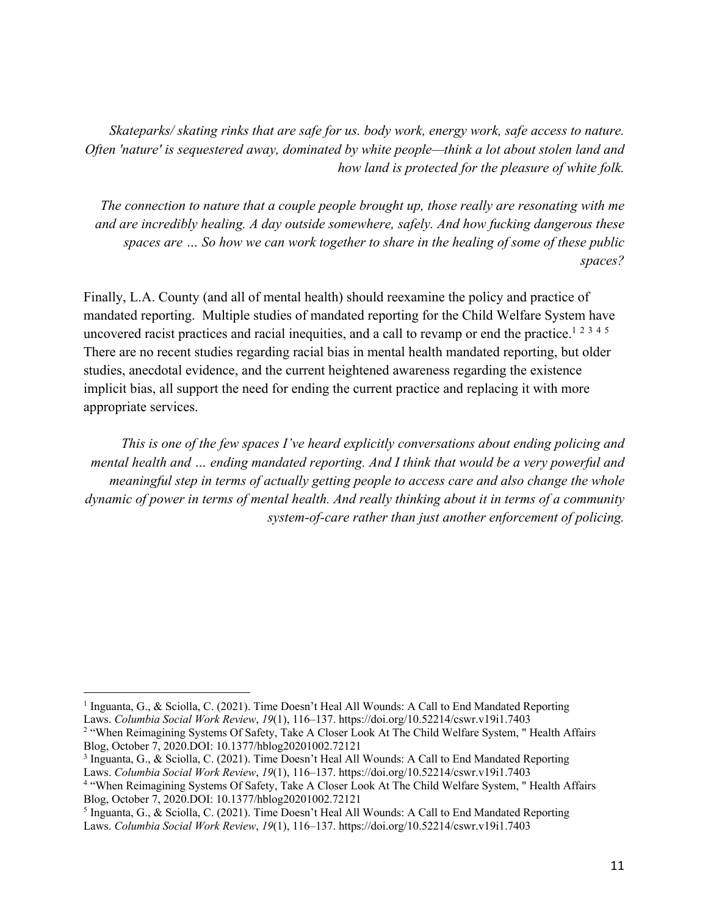*Skateparks/ skating rinks that are safe for us. body work, energy work, safe access to nature. Often 'nature' is sequestered away, dominated by white people—think a lot about stolen land and how land is protected for the pleasure of white folk.*

*The connection to nature that a couple people brought up, those really are resonating with me and are incredibly healing. A day outside somewhere, safely. And how fucking dangerous these spaces are … So how we can work together to share in the healing of some of these public spaces?*

Finally, L.A. County (and all of mental health) should reexamine the policy and practice of mandated reporting. Multiple studies of mandated reporting for the Child Welfare System have uncovered racist practices and racial inequities, and a call to revamp or end the practice.[1] [2] [3] [4] [5] There are no recent studies regarding racial bias in mental health mandated reporting, but older studies, anecdotal evidence, and the current heightened awareness regarding the existence implicit bias, all support the need for ending the current practice and replacing it with more appropriate services.

*This is one of the few spaces I've heard explicitly conversations about ending policing and mental health and … ending mandated reporting. And I think that would be a very powerful and meaningful step in terms of actually getting people to access care and also change the whole dynamic of power in terms of mental health. And really thinking about it in terms of a community system-of-care rather than just another enforcement of policing.*

---

[1] Inguanta, G., & Sciolla, C. (2021). Time Doesn't Heal All Wounds: A Call to End Mandated Reporting Laws. *Columbia Social Work Review*, *19*(1), 116–137. https://doi.org/10.52214/cswr.v19i1.7403

[2] "When Reimagining Systems Of Safety, Take A Closer Look At The Child Welfare System, " Health Affairs Blog, October 7, 2020.DOI: 10.1377/hblog20201002.72121

[3] Inguanta, G., & Sciolla, C. (2021). Time Doesn't Heal All Wounds: A Call to End Mandated Reporting Laws. *Columbia Social Work Review*, *19*(1), 116–137. https://doi.org/10.52214/cswr.v19i1.7403

[4] "When Reimagining Systems Of Safety, Take A Closer Look At The Child Welfare System, " Health Affairs Blog, October 7, 2020.DOI: 10.1377/hblog20201002.72121

[5] Inguanta, G., & Sciolla, C. (2021). Time Doesn't Heal All Wounds: A Call to End Mandated Reporting Laws. *Columbia Social Work Review*, *19*(1), 116–137. https://doi.org/10.52214/cswr.v19i1.7403